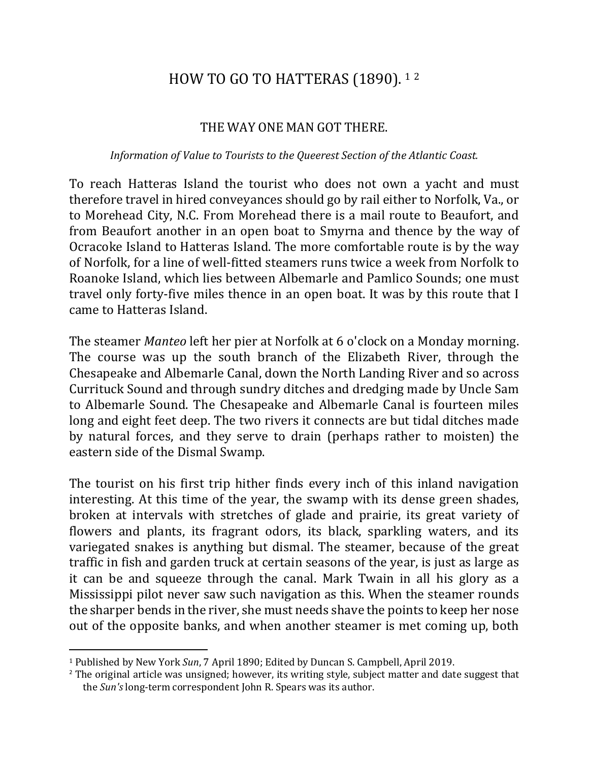# HOW TO GO TO HATTERAS (1890). [1] [2]

## THE WAY ONE MAN GOT THERE.

*Information of Value to Tourists to the Queerest Section of the Atlantic Coast.*

To reach Hatteras Island the tourist who does not own a yacht and must therefore travel in hired conveyances should go by rail either to Norfolk, Va., or to Morehead City, N.C. From Morehead there is a mail route to Beaufort, and from Beaufort another in an open boat to Smyrna and thence by the way of Ocracoke Island to Hatteras Island. The more comfortable route is by the way of Norfolk, for a line of well-fitted steamers runs twice a week from Norfolk to Roanoke Island, which lies between Albemarle and Pamlico Sounds; one must travel only forty-five miles thence in an open boat. It was by this route that I came to Hatteras Island.

The steamer *Manteo* left her pier at Norfolk at 6 o'clock on a Monday morning. The course was up the south branch of the Elizabeth River, through the Chesapeake and Albemarle Canal, down the North Landing River and so across Currituck Sound and through sundry ditches and dredging made by Uncle Sam to Albemarle Sound. The Chesapeake and Albemarle Canal is fourteen miles long and eight feet deep. The two rivers it connects are but tidal ditches made by natural forces, and they serve to drain (perhaps rather to moisten) the eastern side of the Dismal Swamp.

The tourist on his first trip hither finds every inch of this inland navigation interesting. At this time of the year, the swamp with its dense green shades, broken at intervals with stretches of glade and prairie, its great variety of flowers and plants, its fragrant odors, its black, sparkling waters, and its variegated snakes is anything but dismal. The steamer, because of the great traffic in fish and garden truck at certain seasons of the year, is just as large as it can be and squeeze through the canal. Mark Twain in all his glory as a Mississippi pilot never saw such navigation as this. When the steamer rounds the sharper bends in the river, she must needs shave the points to keep her nose out of the opposite banks, and when another steamer is met coming up, both

---

[1] Published by New York *Sun*, 7 April 1890; Edited by Duncan S. Campbell, April 2019.

[2] The original article was unsigned; however, its writing style, subject matter and date suggest that the *Sun's* long-term correspondent John R. Spears was its author.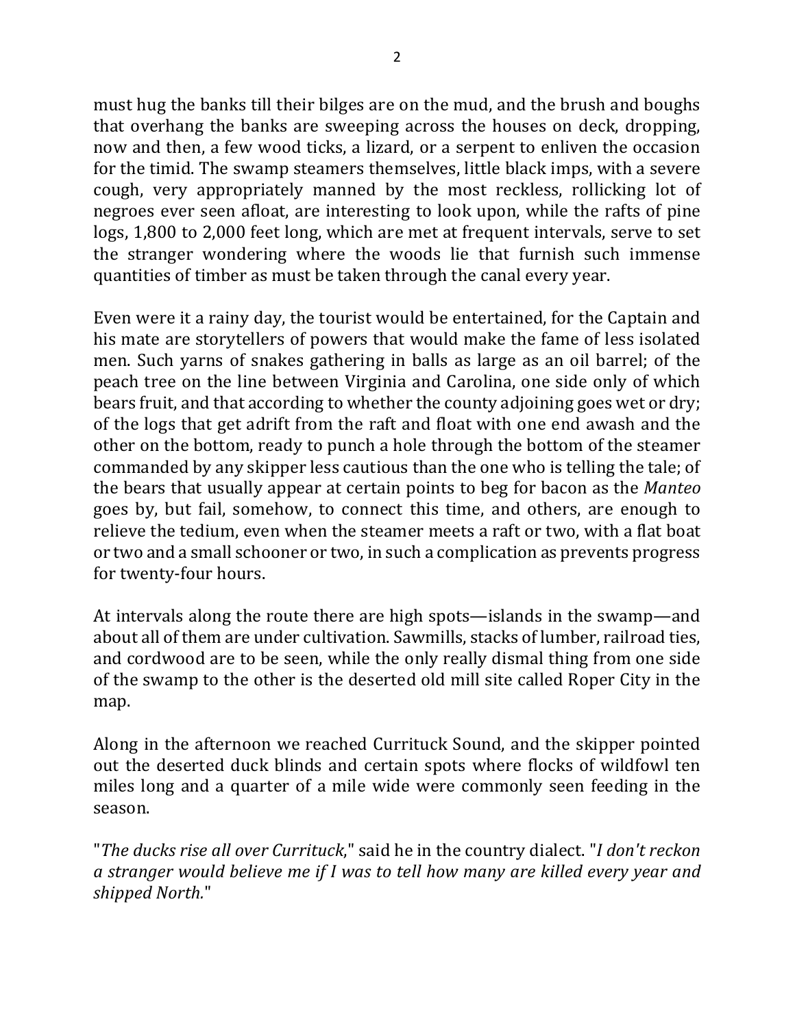must hug the banks till their bilges are on the mud, and the brush and boughs that overhang the banks are sweeping across the houses on deck, dropping, now and then, a few wood ticks, a lizard, or a serpent to enliven the occasion for the timid. The swamp steamers themselves, little black imps, with a severe cough, very appropriately manned by the most reckless, rollicking lot of negroes ever seen afloat, are interesting to look upon, while the rafts of pine logs, 1,800 to 2,000 feet long, which are met at frequent intervals, serve to set the stranger wondering where the woods lie that furnish such immense quantities of timber as must be taken through the canal every year.

Even were it a rainy day, the tourist would be entertained, for the Captain and his mate are storytellers of powers that would make the fame of less isolated men. Such yarns of snakes gathering in balls as large as an oil barrel; of the peach tree on the line between Virginia and Carolina, one side only of which bears fruit, and that according to whether the county adjoining goes wet or dry; of the logs that get adrift from the raft and float with one end awash and the other on the bottom, ready to punch a hole through the bottom of the steamer commanded by any skipper less cautious than the one who is telling the tale; of the bears that usually appear at certain points to beg for bacon as the *Manteo* goes by, but fail, somehow, to connect this time, and others, are enough to relieve the tedium, even when the steamer meets a raft or two, with a flat boat or two and a small schooner or two, in such a complication as prevents progress for twenty-four hours.

At intervals along the route there are high spots—islands in the swamp—and about all of them are under cultivation. Sawmills, stacks of lumber, railroad ties, and cordwood are to be seen, while the only really dismal thing from one side of the swamp to the other is the deserted old mill site called Roper City in the map.

Along in the afternoon we reached Currituck Sound, and the skipper pointed out the deserted duck blinds and certain spots where flocks of wildfowl ten miles long and a quarter of a mile wide were commonly seen feeding in the season.

"*The ducks rise all over Currituck*," said he in the country dialect. "*I don't reckon a stranger would believe me if I was to tell how many are killed every year and shipped North.*"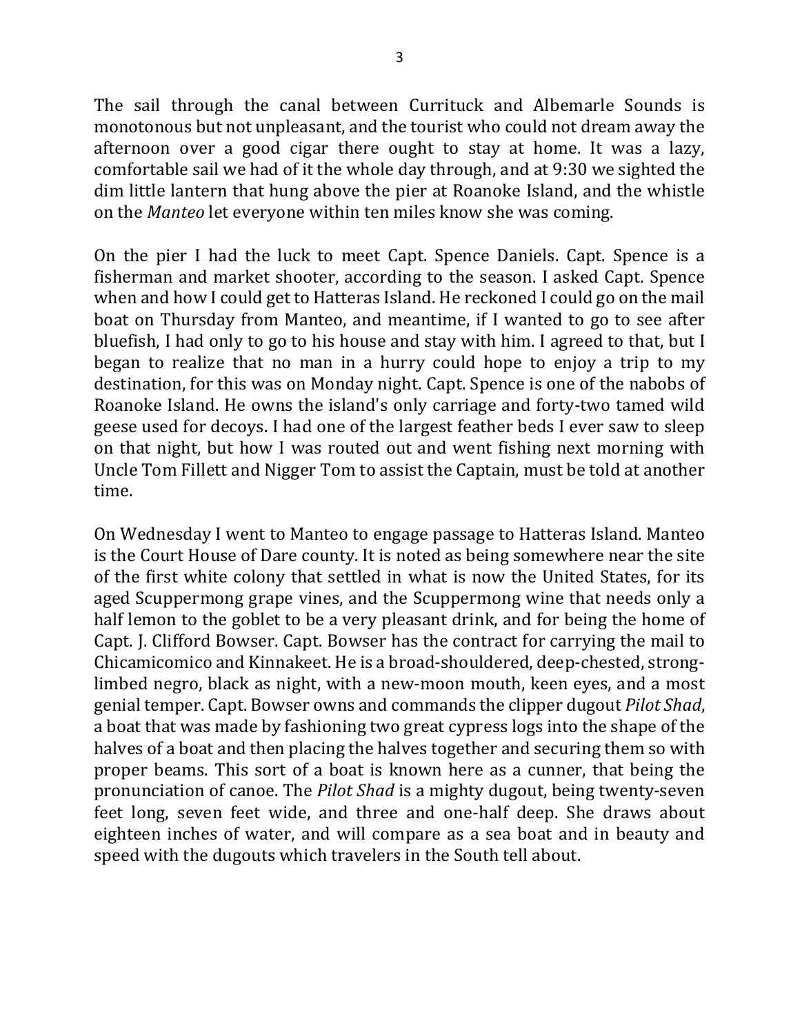The sail through the canal between Currituck and Albemarle Sounds is monotonous but not unpleasant, and the tourist who could not dream away the afternoon over a good cigar there ought to stay at home. It was a lazy, comfortable sail we had of it the whole day through, and at 9:30 we sighted the dim little lantern that hung above the pier at Roanoke Island, and the whistle on the *Manteo* let everyone within ten miles know she was coming.

On the pier I had the luck to meet Capt. Spence Daniels. Capt. Spence is a fisherman and market shooter, according to the season. I asked Capt. Spence when and how I could get to Hatteras Island. He reckoned I could go on the mail boat on Thursday from Manteo, and meantime, if I wanted to go to see after bluefish, I had only to go to his house and stay with him. I agreed to that, but I began to realize that no man in a hurry could hope to enjoy a trip to my destination, for this was on Monday night. Capt. Spence is one of the nabobs of Roanoke Island. He owns the island's only carriage and forty-two tamed wild geese used for decoys. I had one of the largest feather beds I ever saw to sleep on that night, but how I was routed out and went fishing next morning with Uncle Tom Fillett and Nigger Tom to assist the Captain, must be told at another time.

On Wednesday I went to Manteo to engage passage to Hatteras Island. Manteo is the Court House of Dare county. It is noted as being somewhere near the site of the first white colony that settled in what is now the United States, for its aged Scuppermong grape vines, and the Scuppermong wine that needs only a half lemon to the goblet to be a very pleasant drink, and for being the home of Capt. J. Clifford Bowser. Capt. Bowser has the contract for carrying the mail to Chicamicomico and Kinnakeet. He is a broad-shouldered, deep-chested, strong-limbed negro, black as night, with a new-moon mouth, keen eyes, and a most genial temper. Capt. Bowser owns and commands the clipper dugout *Pilot Shad*, a boat that was made by fashioning two great cypress logs into the shape of the halves of a boat and then placing the halves together and securing them so with proper beams. This sort of a boat is known here as a cunner, that being the pronunciation of canoe. The *Pilot Shad* is a mighty dugout, being twenty-seven feet long, seven feet wide, and three and one-half deep. She draws about eighteen inches of water, and will compare as a sea boat and in beauty and speed with the dugouts which travelers in the South tell about.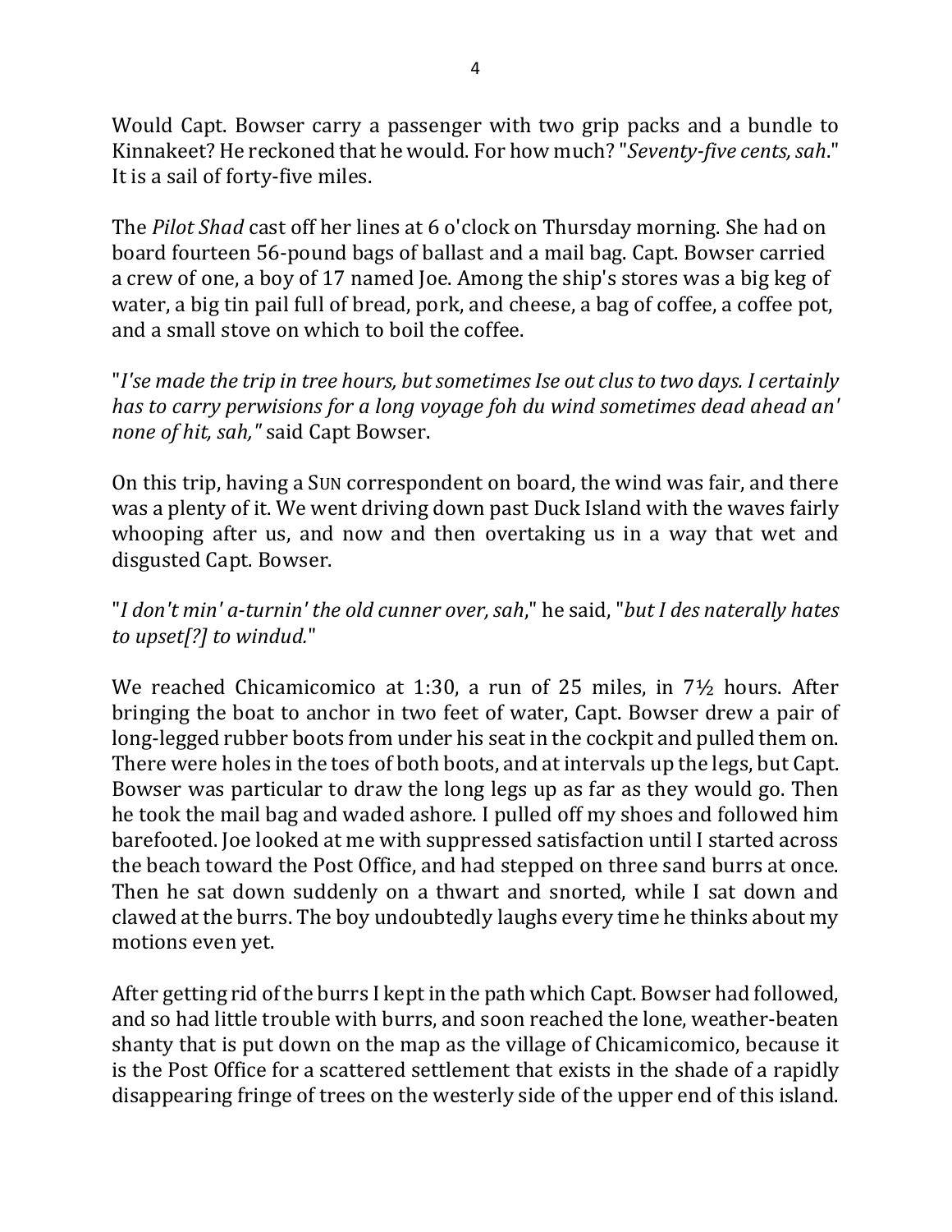Would Capt. Bowser carry a passenger with two grip packs and a bundle to Kinnakeet? He reckoned that he would. For how much? "*Seventy-five cents, sah*." It is a sail of forty-five miles.

The *Pilot Shad* cast off her lines at 6 o'clock on Thursday morning. She had on board fourteen 56-pound bags of ballast and a mail bag. Capt. Bowser carried a crew of one, a boy of 17 named Joe. Among the ship's stores was a big keg of water, a big tin pail full of bread, pork, and cheese, a bag of coffee, a coffee pot, and a small stove on which to boil the coffee.

"*I'se made the trip in tree hours, but sometimes Ise out clus to two days. I certainly has to carry perwisions for a long voyage foh du wind sometimes dead ahead an' none of hit, sah,*" said Capt Bowser.

On this trip, having a SUN correspondent on board, the wind was fair, and there was a plenty of it. We went driving down past Duck Island with the waves fairly whooping after us, and now and then overtaking us in a way that wet and disgusted Capt. Bowser.

"*I don't min' a-turnin' the old cunner over, sah*," he said, "*but I des naterally hates to upset[?] to windud.*"

We reached Chicamicomico at 1:30, a run of 25 miles, in 7½ hours. After bringing the boat to anchor in two feet of water, Capt. Bowser drew a pair of long-legged rubber boots from under his seat in the cockpit and pulled them on. There were holes in the toes of both boots, and at intervals up the legs, but Capt. Bowser was particular to draw the long legs up as far as they would go. Then he took the mail bag and waded ashore. I pulled off my shoes and followed him barefooted. Joe looked at me with suppressed satisfaction until I started across the beach toward the Post Office, and had stepped on three sand burrs at once. Then he sat down suddenly on a thwart and snorted, while I sat down and clawed at the burrs. The boy undoubtedly laughs every time he thinks about my motions even yet.

After getting rid of the burrs I kept in the path which Capt. Bowser had followed, and so had little trouble with burrs, and soon reached the lone, weather-beaten shanty that is put down on the map as the village of Chicamicomico, because it is the Post Office for a scattered settlement that exists in the shade of a rapidly disappearing fringe of trees on the westerly side of the upper end of this island.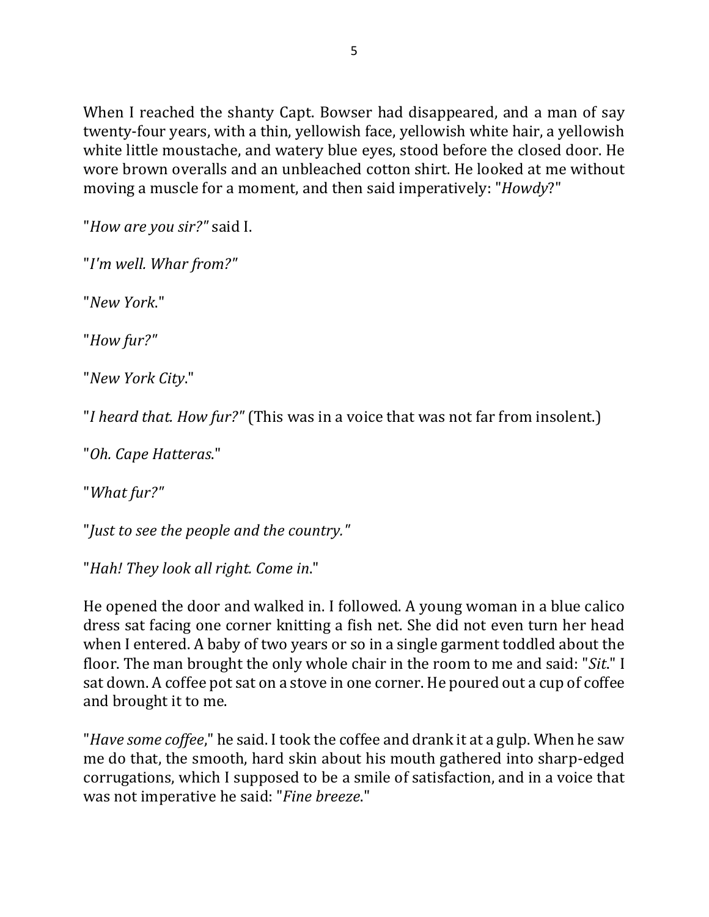When I reached the shanty Capt. Bowser had disappeared, and a man of say twenty-four years, with a thin, yellowish face, yellowish white hair, a yellowish white little moustache, and watery blue eyes, stood before the closed door. He wore brown overalls and an unbleached cotton shirt. He looked at me without moving a muscle for a moment, and then said imperatively: "*Howdy*?"

"*How are you sir?"* said I.

"*I'm well. Whar from?"*

"*New York*."

"*How fur?"*

"*New York City*."

"*I heard that. How fur?"* (This was in a voice that was not far from insolent.)

"*Oh. Cape Hatteras*."

"*What fur?"*

"*Just to see the people and the country."*

"*Hah! They look all right. Come in*."

He opened the door and walked in. I followed. A young woman in a blue calico dress sat facing one corner knitting a fish net. She did not even turn her head when I entered. A baby of two years or so in a single garment toddled about the floor. The man brought the only whole chair in the room to me and said: "*Sit*." I sat down. A coffee pot sat on a stove in one corner. He poured out a cup of coffee and brought it to me.

"*Have some coffee*," he said. I took the coffee and drank it at a gulp. When he saw me do that, the smooth, hard skin about his mouth gathered into sharp-edged corrugations, which I supposed to be a smile of satisfaction, and in a voice that was not imperative he said: "*Fine breeze*."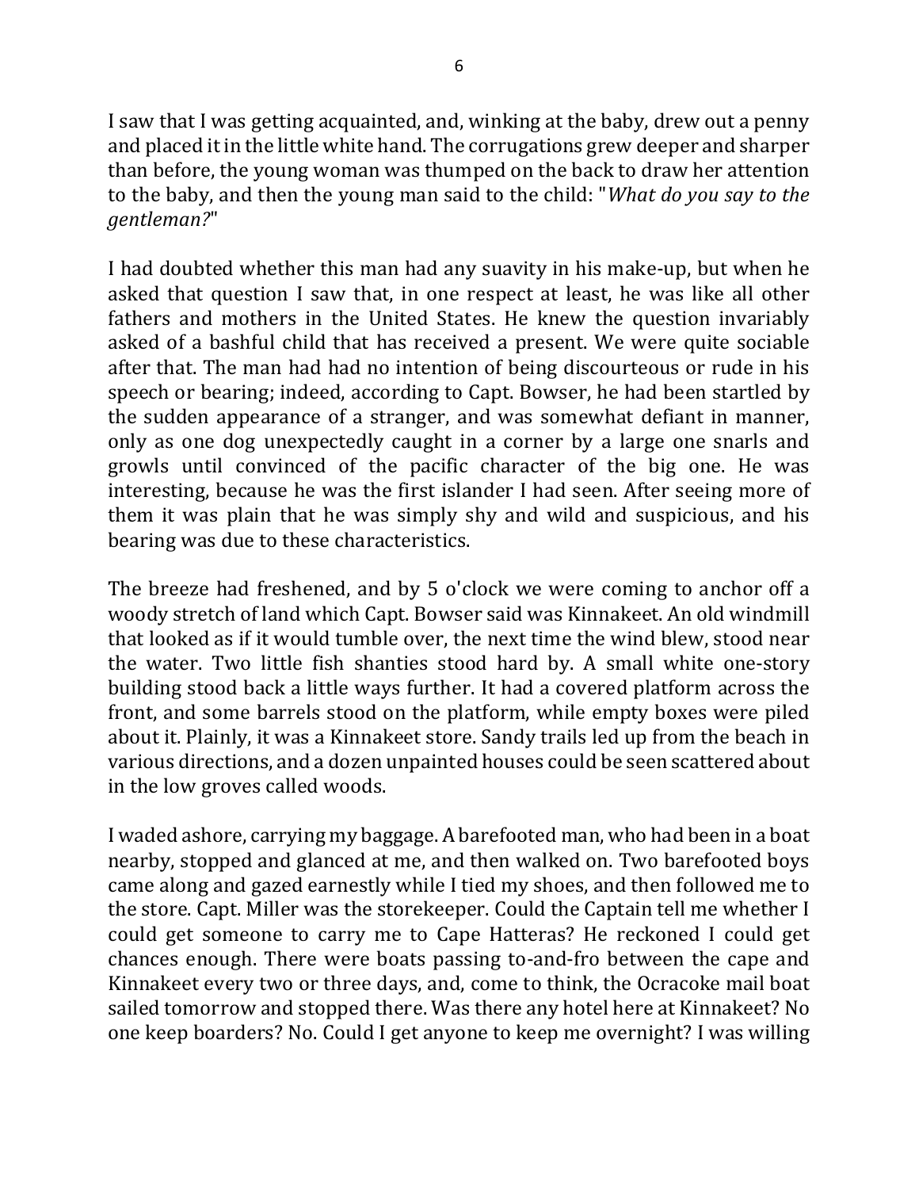I saw that I was getting acquainted, and, winking at the baby, drew out a penny and placed it in the little white hand. The corrugations grew deeper and sharper than before, the young woman was thumped on the back to draw her attention to the baby, and then the young man said to the child: "*What do you say to the gentleman?*"

I had doubted whether this man had any suavity in his make-up, but when he asked that question I saw that, in one respect at least, he was like all other fathers and mothers in the United States. He knew the question invariably asked of a bashful child that has received a present. We were quite sociable after that. The man had had no intention of being discourteous or rude in his speech or bearing; indeed, according to Capt. Bowser, he had been startled by the sudden appearance of a stranger, and was somewhat defiant in manner, only as one dog unexpectedly caught in a corner by a large one snarls and growls until convinced of the pacific character of the big one. He was interesting, because he was the first islander I had seen. After seeing more of them it was plain that he was simply shy and wild and suspicious, and his bearing was due to these characteristics.

The breeze had freshened, and by 5 o'clock we were coming to anchor off a woody stretch of land which Capt. Bowser said was Kinnakeet. An old windmill that looked as if it would tumble over, the next time the wind blew, stood near the water. Two little fish shanties stood hard by. A small white one-story building stood back a little ways further. It had a covered platform across the front, and some barrels stood on the platform, while empty boxes were piled about it. Plainly, it was a Kinnakeet store. Sandy trails led up from the beach in various directions, and a dozen unpainted houses could be seen scattered about in the low groves called woods.

I waded ashore, carrying my baggage. A barefooted man, who had been in a boat nearby, stopped and glanced at me, and then walked on. Two barefooted boys came along and gazed earnestly while I tied my shoes, and then followed me to the store. Capt. Miller was the storekeeper. Could the Captain tell me whether I could get someone to carry me to Cape Hatteras? He reckoned I could get chances enough. There were boats passing to-and-fro between the cape and Kinnakeet every two or three days, and, come to think, the Ocracoke mail boat sailed tomorrow and stopped there. Was there any hotel here at Kinnakeet? No one keep boarders? No. Could I get anyone to keep me overnight? I was willing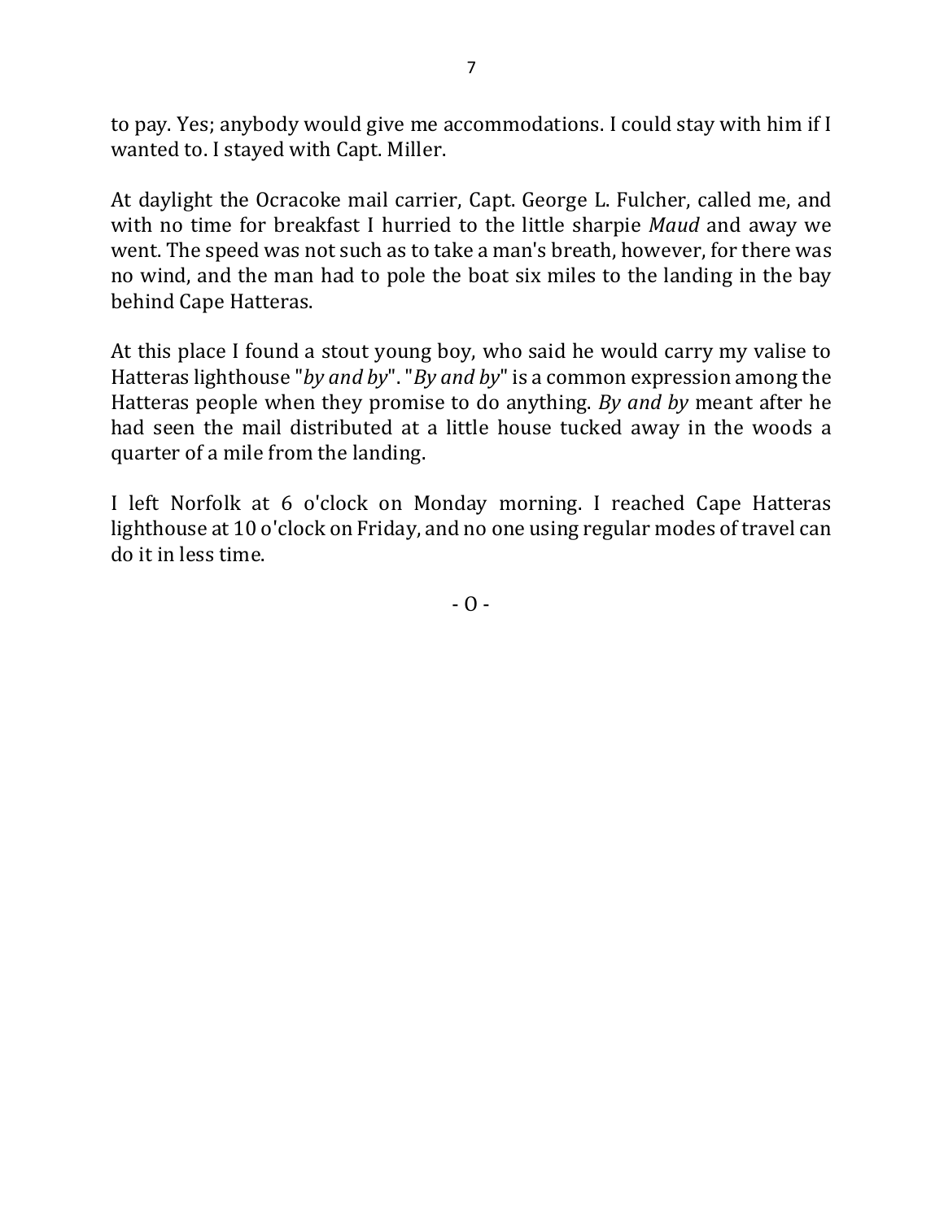to pay. Yes; anybody would give me accommodations. I could stay with him if I wanted to. I stayed with Capt. Miller.

At daylight the Ocracoke mail carrier, Capt. George L. Fulcher, called me, and with no time for breakfast I hurried to the little sharpie *Maud* and away we went. The speed was not such as to take a man's breath, however, for there was no wind, and the man had to pole the boat six miles to the landing in the bay behind Cape Hatteras.

At this place I found a stout young boy, who said he would carry my valise to Hatteras lighthouse "*by and by*". "*By and by*" is a common expression among the Hatteras people when they promise to do anything. *By and by* meant after he had seen the mail distributed at a little house tucked away in the woods a quarter of a mile from the landing.

I left Norfolk at 6 o'clock on Monday morning. I reached Cape Hatteras lighthouse at 10 o'clock on Friday, and no one using regular modes of travel can do it in less time.

- O -